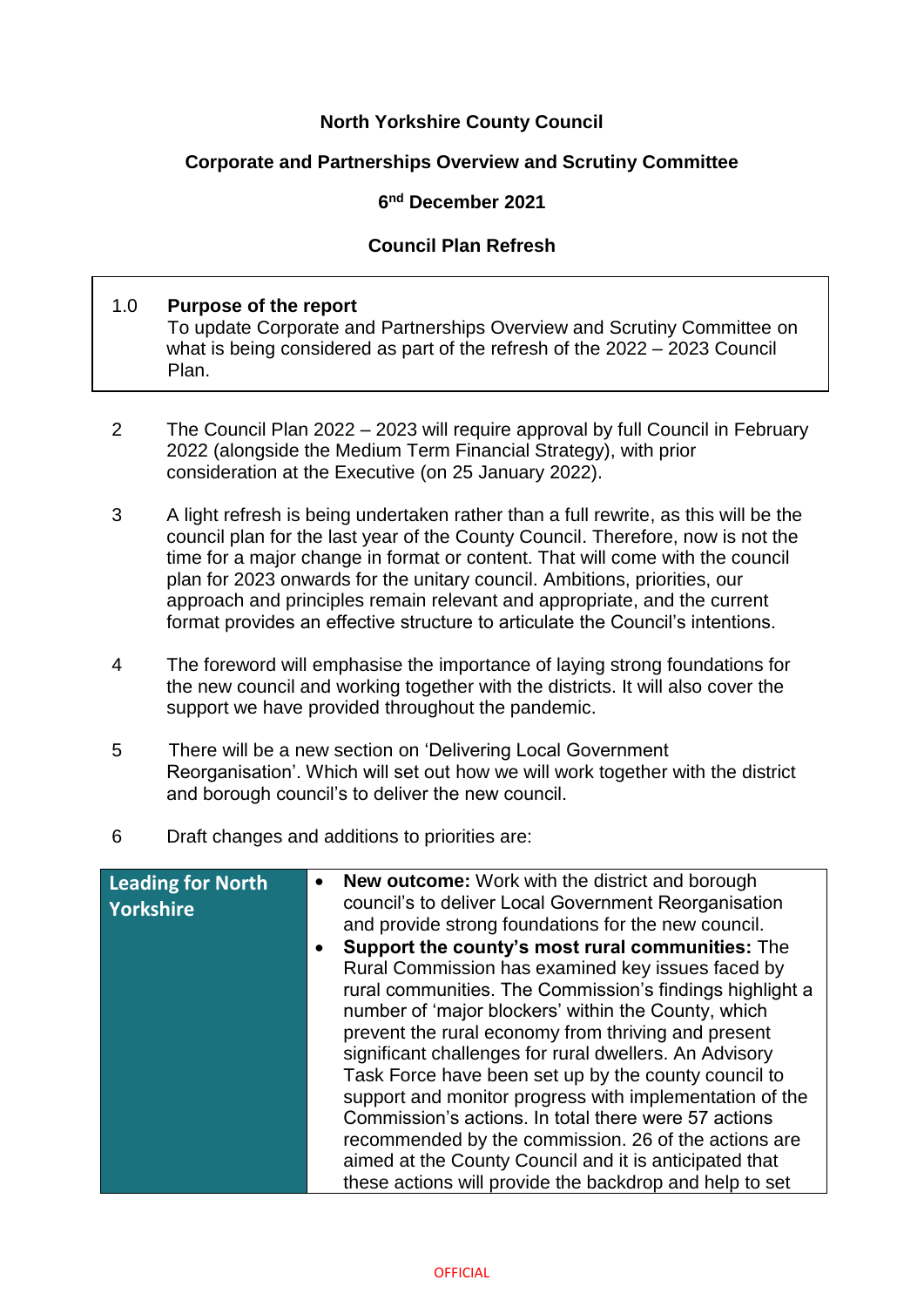**North Yorkshire County Council**

**Corporate and Partnerships Overview and Scrutiny Committee**

**6nd December 2021**

**Council Plan Refresh**

| | |
|---|---|
| 1.0 | **Purpose of the report**<br>To update Corporate and Partnerships Overview and Scrutiny Committee on what is being considered as part of the refresh of the 2022 – 2023 Council Plan. |

2 The Council Plan 2022 – 2023 will require approval by full Council in February 2022 (alongside the Medium Term Financial Strategy), with prior consideration at the Executive (on 25 January 2022).

3 A light refresh is being undertaken rather than a full rewrite, as this will be the council plan for the last year of the County Council. Therefore, now is not the time for a major change in format or content. That will come with the council plan for 2023 onwards for the unitary council. Ambitions, priorities, our approach and principles remain relevant and appropriate, and the current format provides an effective structure to articulate the Council's intentions.

4 The foreword will emphasise the importance of laying strong foundations for the new council and working together with the districts. It will also cover the support we have provided throughout the pandemic.

5 There will be a new section on 'Delivering Local Government Reorganisation'. Which will set out how we will work together with the district and borough council's to deliver the new council.

6 Draft changes and additions to priorities are:

| | |
|---|---|
| **Leading for North Yorkshire** | • **New outcome:** Work with the district and borough council's to deliver Local Government Reorganisation and provide strong foundations for the new council.<br>• **Support the county's most rural communities:** The Rural Commission has examined key issues faced by rural communities. The Commission's findings highlight a number of 'major blockers' within the County, which prevent the rural economy from thriving and present significant challenges for rural dwellers. An Advisory Task Force have been set up by the county council to support and monitor progress with implementation of the Commission's actions. In total there were 57 actions recommended by the commission. 26 of the actions are aimed at the County Council and it is anticipated that these actions will provide the backdrop and help to set |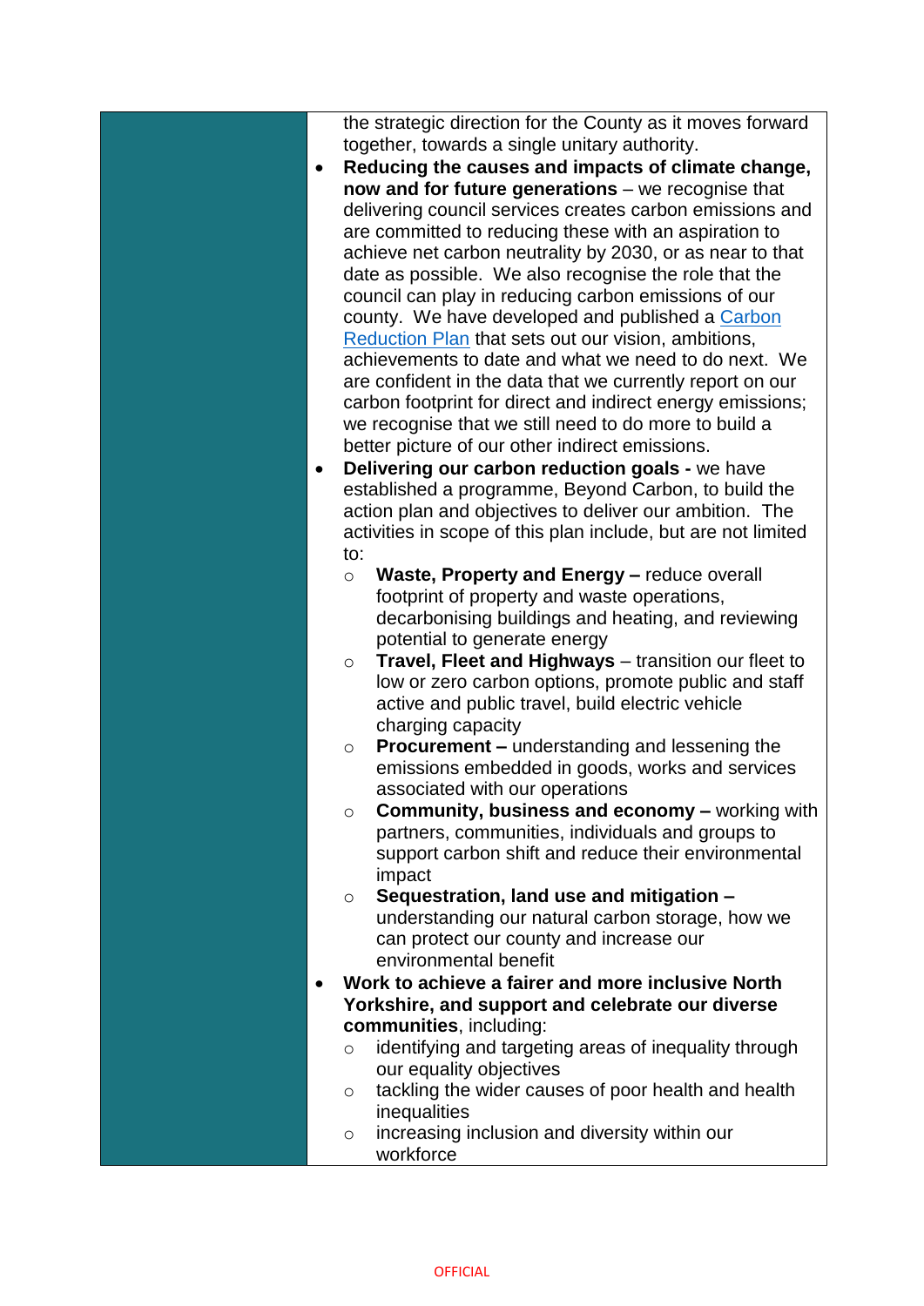the strategic direction for the County as it moves forward together, towards a single unitary authority.

- **Reducing the causes and impacts of climate change, now and for future generations** – we recognise that delivering council services creates carbon emissions and are committed to reducing these with an aspiration to achieve net carbon neutrality by 2030, or as near to that date as possible. We also recognise the role that the council can play in reducing carbon emissions of our county. We have developed and published a Carbon Reduction Plan that sets out our vision, ambitions, achievements to date and what we need to do next. We are confident in the data that we currently report on our carbon footprint for direct and indirect energy emissions; we recognise that we still need to do more to build a better picture of our other indirect emissions.
- **Delivering our carbon reduction goals -** we have established a programme, Beyond Carbon, to build the action plan and objectives to deliver our ambition. The activities in scope of this plan include, but are not limited to:
  - **Waste, Property and Energy –** reduce overall footprint of property and waste operations, decarbonising buildings and heating, and reviewing potential to generate energy
  - **Travel, Fleet and Highways** – transition our fleet to low or zero carbon options, promote public and staff active and public travel, build electric vehicle charging capacity
  - **Procurement –** understanding and lessening the emissions embedded in goods, works and services associated with our operations
  - **Community, business and economy –** working with partners, communities, individuals and groups to support carbon shift and reduce their environmental impact
  - **Sequestration, land use and mitigation –** understanding our natural carbon storage, how we can protect our county and increase our environmental benefit
- **Work to achieve a fairer and more inclusive North Yorkshire, and support and celebrate our diverse communities**, including:
  - identifying and targeting areas of inequality through our equality objectives
  - tackling the wider causes of poor health and health inequalities
  - increasing inclusion and diversity within our workforce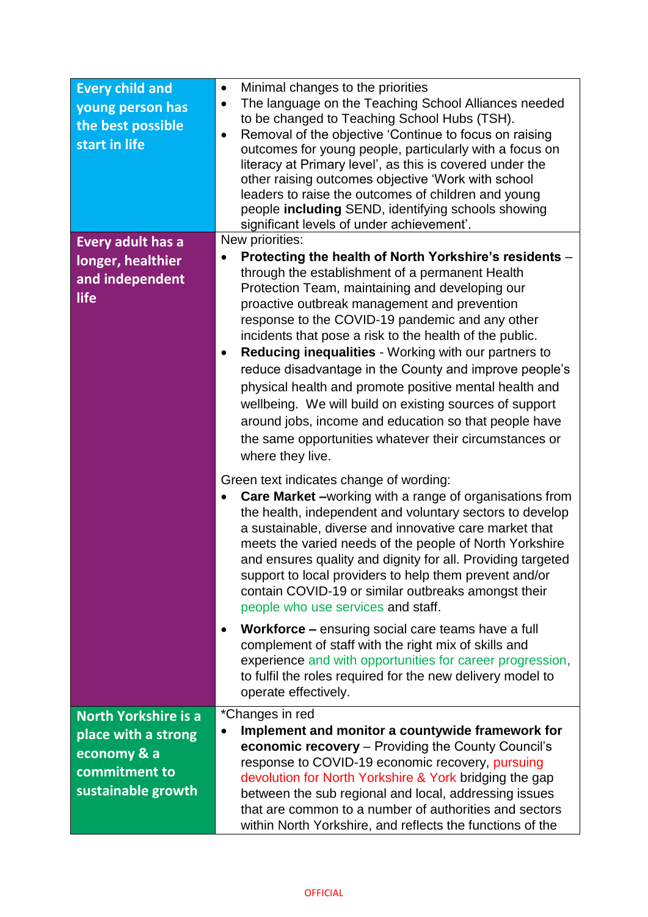| | |
|---|---|
| **Every child and young person has the best possible start in life** | • Minimal changes to the priorities<br>• The language on the Teaching School Alliances needed to be changed to Teaching School Hubs (TSH).<br>• Removal of the objective 'Continue to focus on raising outcomes for young people, particularly with a focus on literacy at Primary level', as this is covered under the other raising outcomes objective 'Work with school leaders to raise the outcomes of children and young people **including** SEND, identifying schools showing significant levels of under achievement'. |
| **Every adult has a longer, healthier and independent life** | New priorities:<br>• **Protecting the health of North Yorkshire's residents** – through the establishment of a permanent Health Protection Team, maintaining and developing our proactive outbreak management and prevention response to the COVID-19 pandemic and any other incidents that pose a risk to the health of the public.<br>• **Reducing inequalities** - Working with our partners to reduce disadvantage in the County and improve people's physical health and promote positive mental health and wellbeing. We will build on existing sources of support around jobs, income and education so that people have the same opportunities whatever their circumstances or where they live.<br><br>Green text indicates change of wording:<br>• **Care Market –**working with a range of organisations from the health, independent and voluntary sectors to develop a sustainable, diverse and innovative care market that meets the varied needs of the people of North Yorkshire and ensures quality and dignity for all. Providing targeted support to local providers to help them prevent and/or contain COVID-19 or similar outbreaks amongst their people who use services and staff.<br>• **Workforce –** ensuring social care teams have a full complement of staff with the right mix of skills and experience and with opportunities for career progression, to fulfil the roles required for the new delivery model to operate effectively. |
| **North Yorkshire is a place with a strong economy & a commitment to sustainable growth** | *Changes in red<br>• **Implement and monitor a countywide framework for economic recovery** – Providing the County Council's response to COVID-19 economic recovery, pursuing devolution for North Yorkshire & York bridging the gap between the sub regional and local, addressing issues that are common to a number of authorities and sectors within North Yorkshire, and reflects the functions of the |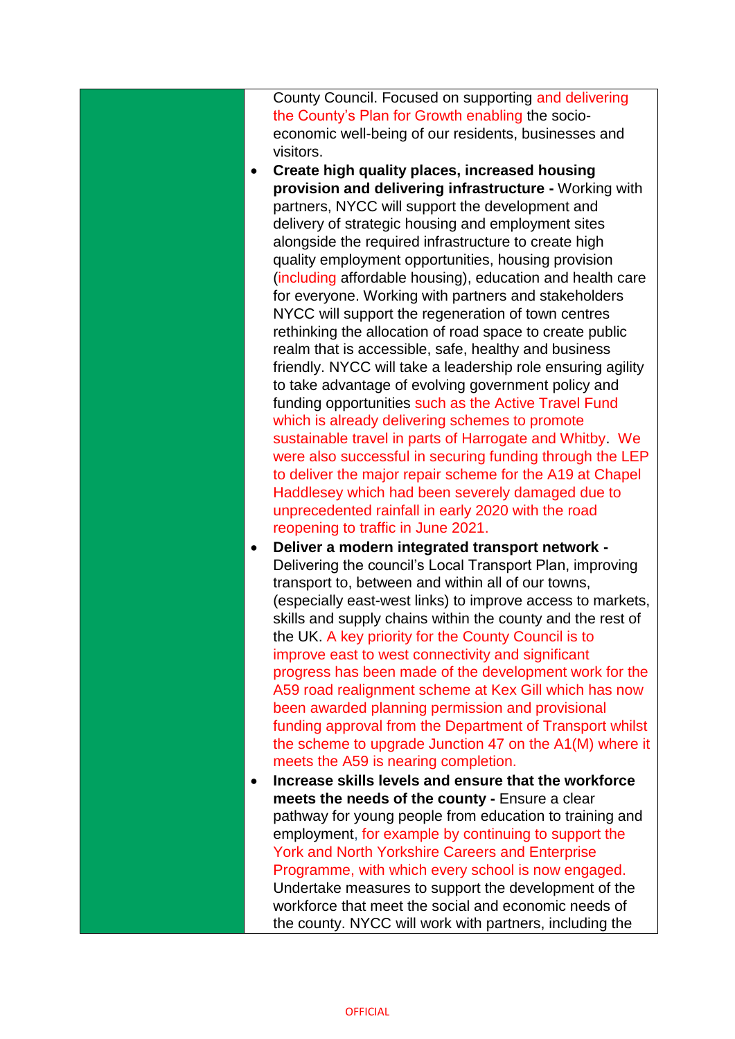| | |
|---|---|
| | County Council. Focused on supporting and delivering the County's Plan for Growth enabling the socio-economic well-being of our residents, businesses and visitors.<br>• **Create high quality places, increased housing provision and delivering infrastructure -** Working with partners, NYCC will support the development and delivery of strategic housing and employment sites alongside the required infrastructure to create high quality employment opportunities, housing provision (including affordable housing), education and health care for everyone. Working with partners and stakeholders NYCC will support the regeneration of town centres rethinking the allocation of road space to create public realm that is accessible, safe, healthy and business friendly. NYCC will take a leadership role ensuring agility to take advantage of evolving government policy and funding opportunities such as the Active Travel Fund which is already delivering schemes to promote sustainable travel in parts of Harrogate and Whitby. We were also successful in securing funding through the LEP to deliver the major repair scheme for the A19 at Chapel Haddlesey which had been severely damaged due to unprecedented rainfall in early 2020 with the road reopening to traffic in June 2021.<br>• **Deliver a modern integrated transport network -** Delivering the council's Local Transport Plan, improving transport to, between and within all of our towns, (especially east-west links) to improve access to markets, skills and supply chains within the county and the rest of the UK. A key priority for the County Council is to improve east to west connectivity and significant progress has been made of the development work for the A59 road realignment scheme at Kex Gill which has now been awarded planning permission and provisional funding approval from the Department of Transport whilst the scheme to upgrade Junction 47 on the A1(M) where it meets the A59 is nearing completion.<br>• **Increase skills levels and ensure that the workforce meets the needs of the county -** Ensure a clear pathway for young people from education to training and employment, for example by continuing to support the York and North Yorkshire Careers and Enterprise Programme, with which every school is now engaged. Undertake measures to support the development of the workforce that meet the social and economic needs of the county. NYCC will work with partners, including the |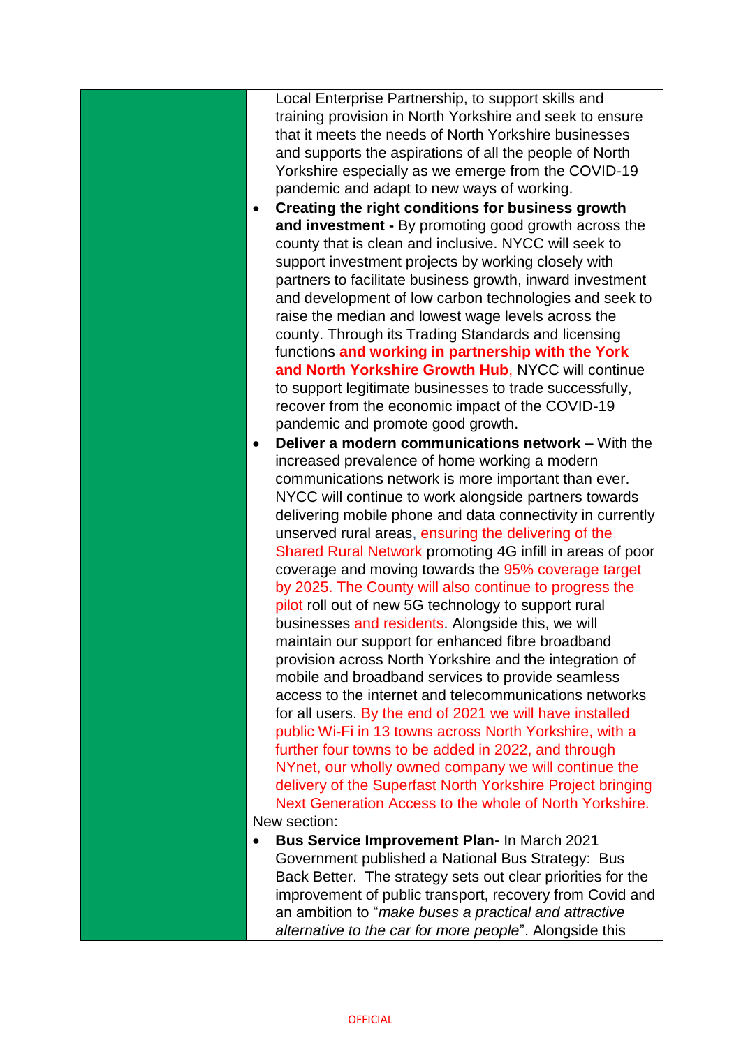| | |
|---|---|
| | Local Enterprise Partnership, to support skills and training provision in North Yorkshire and seek to ensure that it meets the needs of North Yorkshire businesses and supports the aspirations of all the people of North Yorkshire especially as we emerge from the COVID-19 pandemic and adapt to new ways of working.<br>• **Creating the right conditions for business growth and investment -** By promoting good growth across the county that is clean and inclusive. NYCC will seek to support investment projects by working closely with partners to facilitate business growth, inward investment and development of low carbon technologies and seek to raise the median and lowest wage levels across the county. Through its Trading Standards and licensing functions **and working in partnership with the York and North Yorkshire Growth Hub**, NYCC will continue to support legitimate businesses to trade successfully, recover from the economic impact of the COVID-19 pandemic and promote good growth.<br>• **Deliver a modern communications network –** With the increased prevalence of home working a modern communications network is more important than ever. NYCC will continue to work alongside partners towards delivering mobile phone and data connectivity in currently unserved rural areas, ensuring the delivering of the Shared Rural Network promoting 4G infill in areas of poor coverage and moving towards the 95% coverage target by 2025. The County will also continue to progress the pilot roll out of new 5G technology to support rural businesses and residents. Alongside this, we will maintain our support for enhanced fibre broadband provision across North Yorkshire and the integration of mobile and broadband services to provide seamless access to the internet and telecommunications networks for all users. By the end of 2021 we will have installed public Wi-Fi in 13 towns across North Yorkshire, with a further four towns to be added in 2022, and through NYnet, our wholly owned company we will continue the delivery of the Superfast North Yorkshire Project bringing Next Generation Access to the whole of North Yorkshire.<br>New section:<br>• **Bus Service Improvement Plan-** In March 2021 Government published a National Bus Strategy: Bus Back Better. The strategy sets out clear priorities for the improvement of public transport, recovery from Covid and an ambition to "*make buses a practical and attractive alternative to the car for more people*". Alongside this |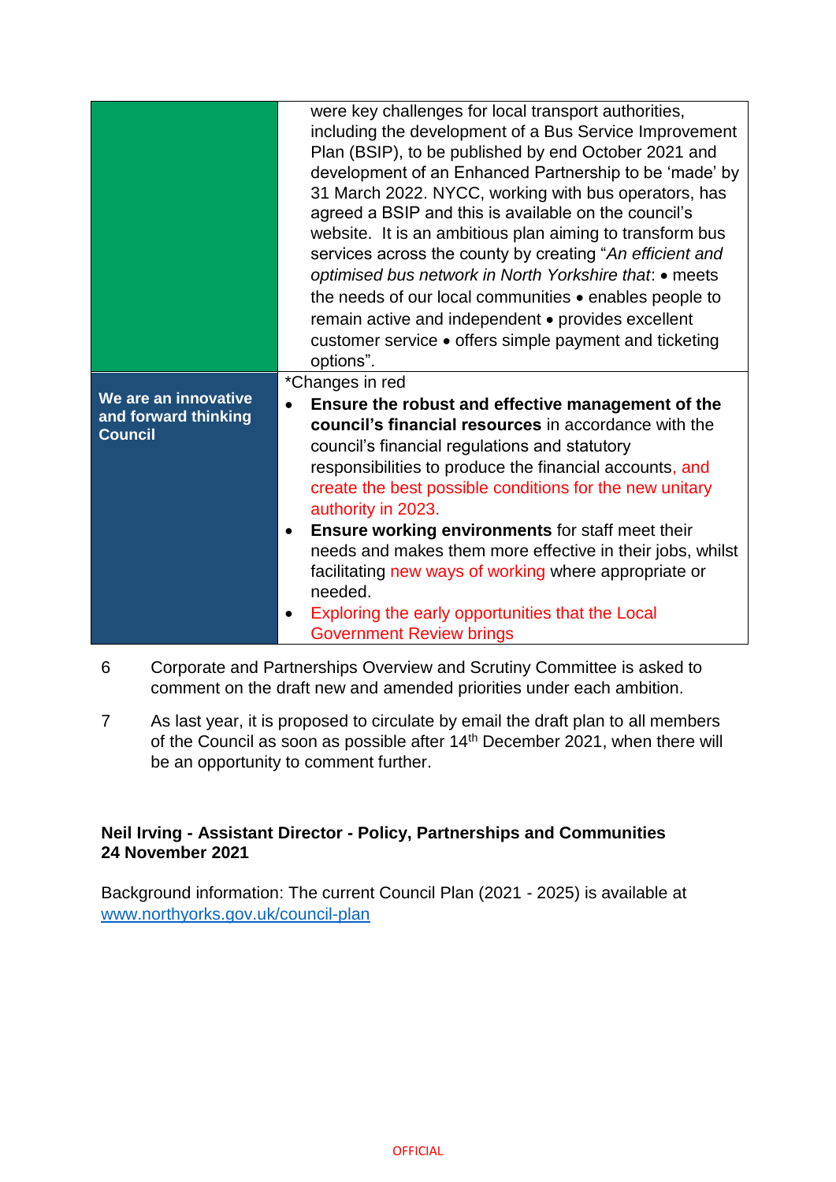| | |
|---|---|
| | were key challenges for local transport authorities, including the development of a Bus Service Improvement Plan (BSIP), to be published by end October 2021 and development of an Enhanced Partnership to be 'made' by 31 March 2022. NYCC, working with bus operators, has agreed a BSIP and this is available on the council's website. It is an ambitious plan aiming to transform bus services across the county by creating "*An efficient and optimised bus network in North Yorkshire that*: • meets the needs of our local communities • enables people to remain active and independent • provides excellent customer service • offers simple payment and ticketing options". |
| **We are an innovative and forward thinking Council** | *Changes in red<br>• **Ensure the robust and effective management of the council's financial resources** in accordance with the council's financial regulations and statutory responsibilities to produce the financial accounts, and create the best possible conditions for the new unitary authority in 2023.<br>• **Ensure working environments** for staff meet their needs and makes them more effective in their jobs, whilst facilitating new ways of working where appropriate or needed.<br>• Exploring the early opportunities that the Local Government Review brings |

6 Corporate and Partnerships Overview and Scrutiny Committee is asked to comment on the draft new and amended priorities under each ambition.

7 As last year, it is proposed to circulate by email the draft plan to all members of the Council as soon as possible after 14th December 2021, when there will be an opportunity to comment further.

**Neil Irving - Assistant Director - Policy, Partnerships and Communities**
**24 November 2021**

Background information: The current Council Plan (2021 - 2025) is available at [www.northyorks.gov.uk/council-plan](www.northyorks.gov.uk/council-plan)

OFFICIAL